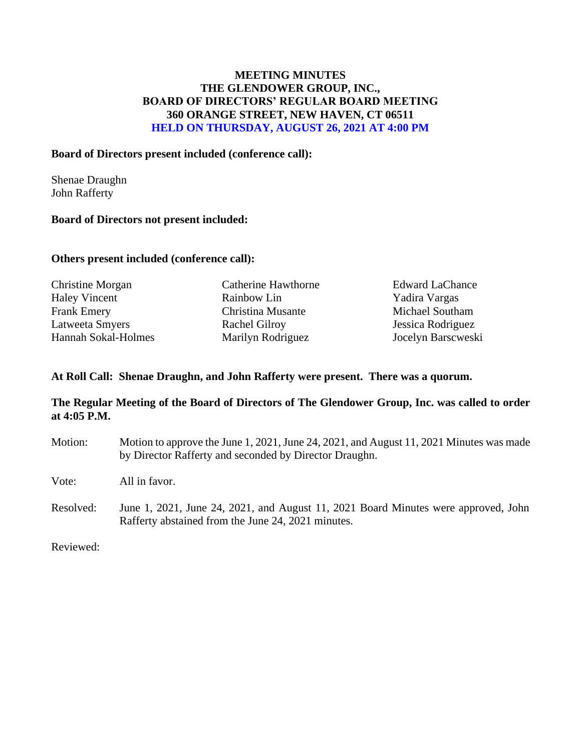# MEETING MINUTES
# THE GLENDOWER GROUP, INC.,
# BOARD OF DIRECTORS' REGULAR BOARD MEETING
# 360 ORANGE STREET, NEW HAVEN, CT 06511
# HELD ON THURSDAY, AUGUST 26, 2021 AT 4:00 PM

**Board of Directors present included (conference call):**

Shenae Draughn
John Rafferty

**Board of Directors not present included:**

**Others present included (conference call):**

Christine Morgan
Haley Vincent
Frank Emery
Latweeta Smyers
Hannah Sokal-Holmes
Catherine Hawthorne
Rainbow Lin
Christina Musante
Rachel Gilroy
Marilyn Rodriguez
Edward LaChance
Yadira Vargas
Michael Southam
Jessica Rodriguez
Jocelyn Barscweski

**At Roll Call: Shenae Draughn, and John Rafferty were present. There was a quorum.**

**The Regular Meeting of the Board of Directors of The Glendower Group, Inc. was called to order at 4:05 P.M.**

Motion: Motion to approve the June 1, 2021, June 24, 2021, and August 11, 2021 Minutes was made by Director Rafferty and seconded by Director Draughn.

Vote: All in favor.

Resolved: June 1, 2021, June 24, 2021, and August 11, 2021 Board Minutes were approved, John Rafferty abstained from the June 24, 2021 minutes.

Reviewed: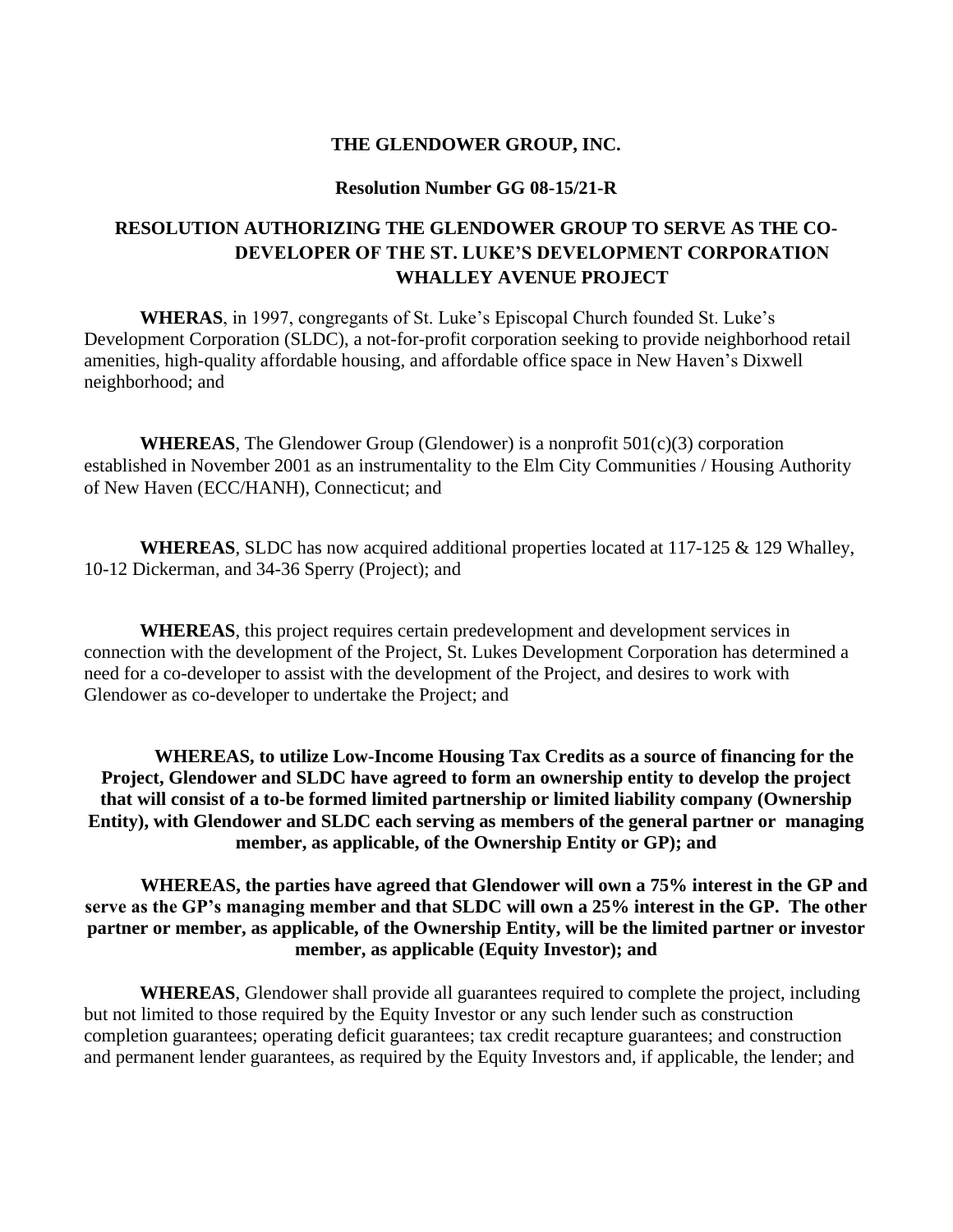**THE GLENDOWER GROUP, INC.**

**Resolution Number GG 08-15/21-R**

**RESOLUTION AUTHORIZING THE GLENDOWER GROUP TO SERVE AS THE CO-DEVELOPER OF THE ST. LUKE'S DEVELOPMENT CORPORATION WHALLEY AVENUE PROJECT**

**WHERAS**, in 1997, congregants of St. Luke's Episcopal Church founded St. Luke's Development Corporation (SLDC), a not-for-profit corporation seeking to provide neighborhood retail amenities, high-quality affordable housing, and affordable office space in New Haven's Dixwell neighborhood; and

**WHEREAS**, The Glendower Group (Glendower) is a nonprofit 501(c)(3) corporation established in November 2001 as an instrumentality to the Elm City Communities / Housing Authority of New Haven (ECC/HANH), Connecticut; and

**WHEREAS**, SLDC has now acquired additional properties located at 117-125 & 129 Whalley, 10-12 Dickerman, and 34-36 Sperry (Project); and

**WHEREAS**, this project requires certain predevelopment and development services in connection with the development of the Project, St. Lukes Development Corporation has determined a need for a co-developer to assist with the development of the Project, and desires to work with Glendower as co-developer to undertake the Project; and

**WHEREAS, to utilize Low-Income Housing Tax Credits as a source of financing for the Project, Glendower and SLDC have agreed to form an ownership entity to develop the project that will consist of a to-be formed limited partnership or limited liability company (Ownership Entity), with Glendower and SLDC each serving as members of the general partner or managing member, as applicable, of the Ownership Entity or GP); and**

**WHEREAS, the parties have agreed that Glendower will own a 75% interest in the GP and serve as the GP's managing member and that SLDC will own a 25% interest in the GP. The other partner or member, as applicable, of the Ownership Entity, will be the limited partner or investor member, as applicable (Equity Investor); and**

**WHEREAS**, Glendower shall provide all guarantees required to complete the project, including but not limited to those required by the Equity Investor or any such lender such as construction completion guarantees; operating deficit guarantees; tax credit recapture guarantees; and construction and permanent lender guarantees, as required by the Equity Investors and, if applicable, the lender; and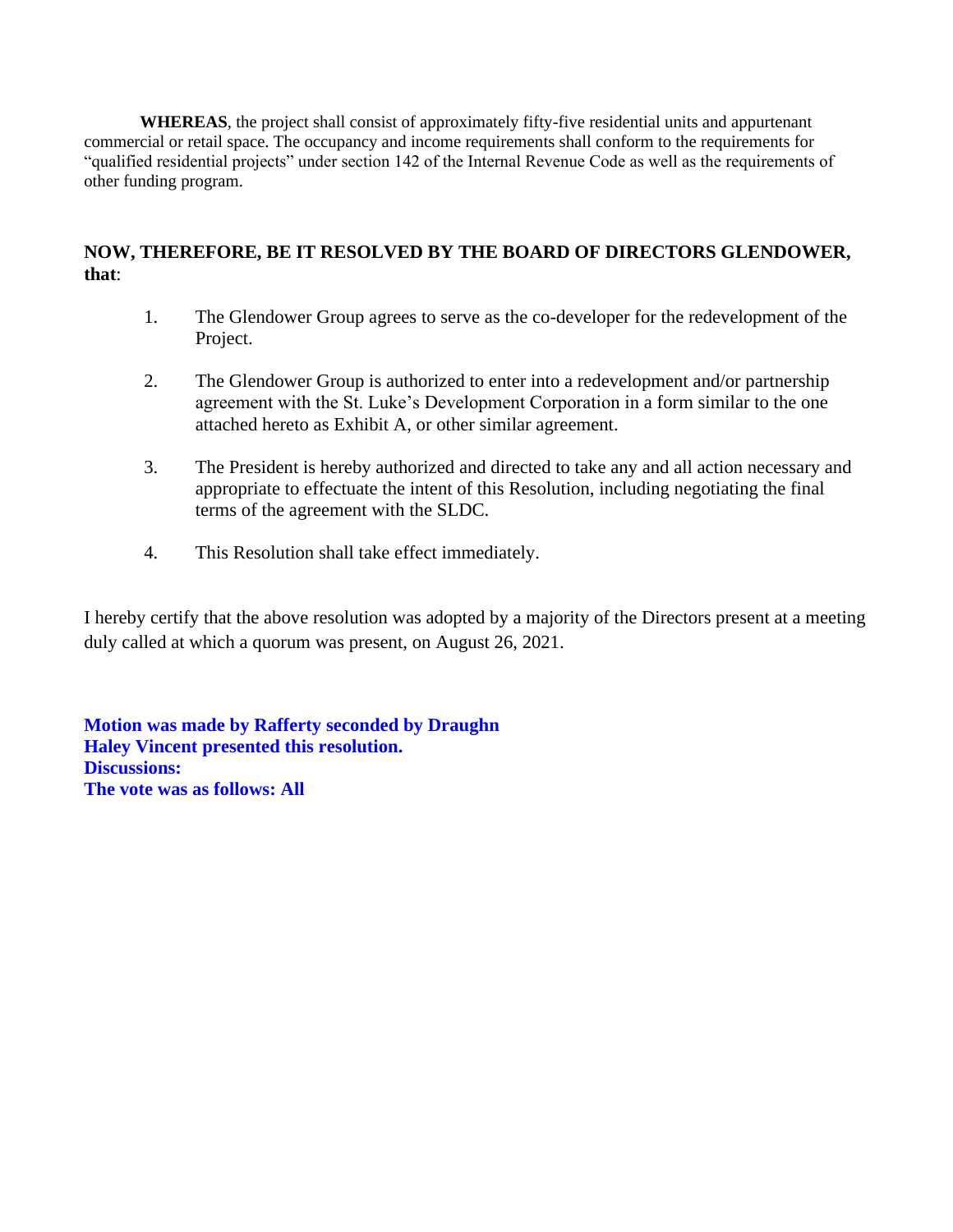**WHEREAS**, the project shall consist of approximately fifty-five residential units and appurtenant commercial or retail space. The occupancy and income requirements shall conform to the requirements for "qualified residential projects" under section 142 of the Internal Revenue Code as well as the requirements of other funding program.

**NOW, THEREFORE, BE IT RESOLVED BY THE BOARD OF DIRECTORS GLENDOWER, that**:

1. The Glendower Group agrees to serve as the co-developer for the redevelopment of the Project.

2. The Glendower Group is authorized to enter into a redevelopment and/or partnership agreement with the St. Luke's Development Corporation in a form similar to the one attached hereto as Exhibit A, or other similar agreement.

3. The President is hereby authorized and directed to take any and all action necessary and appropriate to effectuate the intent of this Resolution, including negotiating the final terms of the agreement with the SLDC.

4. This Resolution shall take effect immediately.

I hereby certify that the above resolution was adopted by a majority of the Directors present at a meeting duly called at which a quorum was present, on August 26, 2021.

**Motion was made by Rafferty seconded by Draughn**
**Haley Vincent presented this resolution.**
**Discussions:**
**The vote was as follows: All**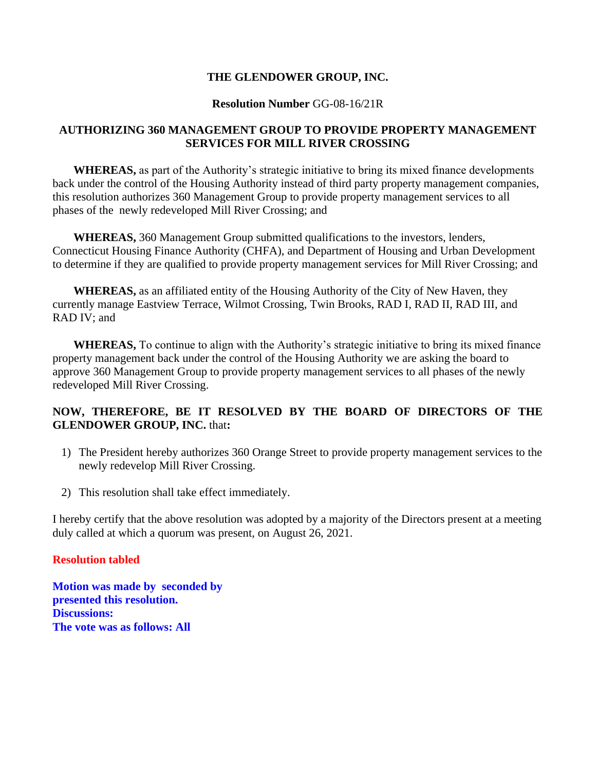**THE GLENDOWER GROUP, INC.**

**Resolution Number** GG-08-16/21R

**AUTHORIZING 360 MANAGEMENT GROUP TO PROVIDE PROPERTY MANAGEMENT SERVICES FOR MILL RIVER CROSSING**

**WHEREAS,** as part of the Authority's strategic initiative to bring its mixed finance developments back under the control of the Housing Authority instead of third party property management companies, this resolution authorizes 360 Management Group to provide property management services to all phases of the newly redeveloped Mill River Crossing; and

**WHEREAS,** 360 Management Group submitted qualifications to the investors, lenders, Connecticut Housing Finance Authority (CHFA), and Department of Housing and Urban Development to determine if they are qualified to provide property management services for Mill River Crossing; and

**WHEREAS,** as an affiliated entity of the Housing Authority of the City of New Haven, they currently manage Eastview Terrace, Wilmot Crossing, Twin Brooks, RAD I, RAD II, RAD III, and RAD IV; and

**WHEREAS,** To continue to align with the Authority's strategic initiative to bring its mixed finance property management back under the control of the Housing Authority we are asking the board to approve 360 Management Group to provide property management services to all phases of the newly redeveloped Mill River Crossing.

**NOW, THEREFORE, BE IT RESOLVED BY THE BOARD OF DIRECTORS OF THE GLENDOWER GROUP, INC.** that**:**

1) The President hereby authorizes 360 Orange Street to provide property management services to the newly redevelop Mill River Crossing.

2) This resolution shall take effect immediately.

I hereby certify that the above resolution was adopted by a majority of the Directors present at a meeting duly called at which a quorum was present, on August 26, 2021.

**Resolution tabled**

**Motion was made by seconded by**
**presented this resolution.**
**Discussions:**
**The vote was as follows: All**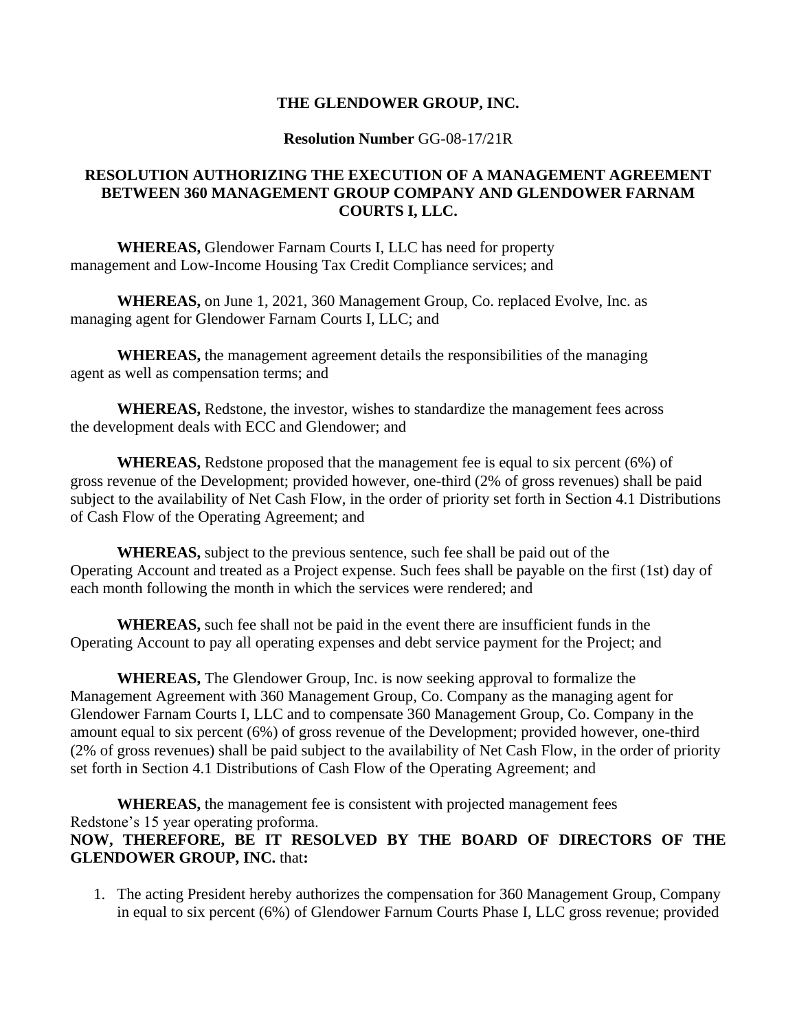**THE GLENDOWER GROUP, INC.**

**Resolution Number** GG-08-17/21R

**RESOLUTION AUTHORIZING THE EXECUTION OF A MANAGEMENT AGREEMENT BETWEEN 360 MANAGEMENT GROUP COMPANY AND GLENDOWER FARNAM COURTS I, LLC.**

**WHEREAS,** Glendower Farnam Courts I, LLC has need for property management and Low-Income Housing Tax Credit Compliance services; and

**WHEREAS,** on June 1, 2021, 360 Management Group, Co. replaced Evolve, Inc. as managing agent for Glendower Farnam Courts I, LLC; and

**WHEREAS,** the management agreement details the responsibilities of the managing agent as well as compensation terms; and

**WHEREAS,** Redstone, the investor, wishes to standardize the management fees across the development deals with ECC and Glendower; and

**WHEREAS,** Redstone proposed that the management fee is equal to six percent (6%) of gross revenue of the Development; provided however, one-third (2% of gross revenues) shall be paid subject to the availability of Net Cash Flow, in the order of priority set forth in Section 4.1 Distributions of Cash Flow of the Operating Agreement; and

**WHEREAS,** subject to the previous sentence, such fee shall be paid out of the Operating Account and treated as a Project expense. Such fees shall be payable on the first (1st) day of each month following the month in which the services were rendered; and

**WHEREAS,** such fee shall not be paid in the event there are insufficient funds in the Operating Account to pay all operating expenses and debt service payment for the Project; and

**WHEREAS,** The Glendower Group, Inc. is now seeking approval to formalize the Management Agreement with 360 Management Group, Co. Company as the managing agent for Glendower Farnam Courts I, LLC and to compensate 360 Management Group, Co. Company in the amount equal to six percent (6%) of gross revenue of the Development; provided however, one-third (2% of gross revenues) shall be paid subject to the availability of Net Cash Flow, in the order of priority set forth in Section 4.1 Distributions of Cash Flow of the Operating Agreement; and

**WHEREAS,** the management fee is consistent with projected management fees Redstone's 15 year operating proforma.

**NOW, THEREFORE, BE IT RESOLVED BY THE BOARD OF DIRECTORS OF THE GLENDOWER GROUP, INC.** that**:**

1. The acting President hereby authorizes the compensation for 360 Management Group, Company in equal to six percent (6%) of Glendower Farnum Courts Phase I, LLC gross revenue; provided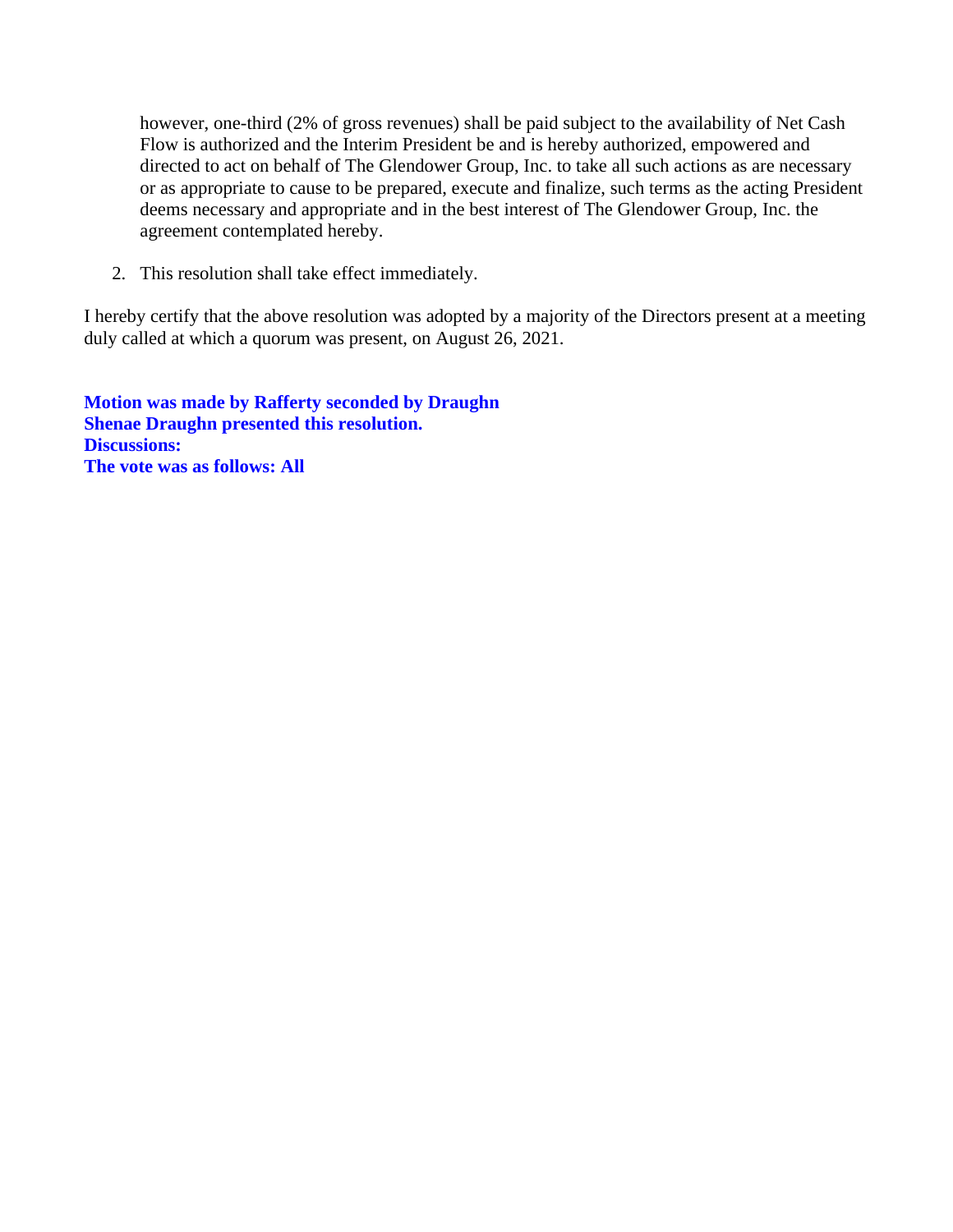however, one-third (2% of gross revenues) shall be paid subject to the availability of Net Cash Flow is authorized and the Interim President be and is hereby authorized, empowered and directed to act on behalf of The Glendower Group, Inc. to take all such actions as are necessary or as appropriate to cause to be prepared, execute and finalize, such terms as the acting President deems necessary and appropriate and in the best interest of The Glendower Group, Inc. the agreement contemplated hereby.

2. This resolution shall take effect immediately.

I hereby certify that the above resolution was adopted by a majority of the Directors present at a meeting duly called at which a quorum was present, on August 26, 2021.

**Motion was made by Rafferty seconded by Draughn**
**Shenae Draughn presented this resolution.**
**Discussions:**
**The vote was as follows: All**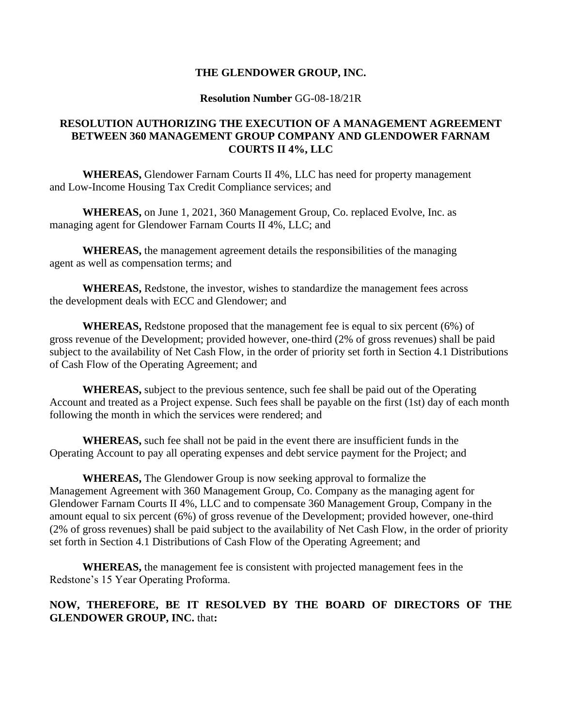**THE GLENDOWER GROUP, INC.**

**Resolution Number** GG-08-18/21R

**RESOLUTION AUTHORIZING THE EXECUTION OF A MANAGEMENT AGREEMENT BETWEEN 360 MANAGEMENT GROUP COMPANY AND GLENDOWER FARNAM COURTS II 4%, LLC**

**WHEREAS,** Glendower Farnam Courts II 4%, LLC has need for property management and Low-Income Housing Tax Credit Compliance services; and

**WHEREAS,** on June 1, 2021, 360 Management Group, Co. replaced Evolve, Inc. as managing agent for Glendower Farnam Courts II 4%, LLC; and

**WHEREAS,** the management agreement details the responsibilities of the managing agent as well as compensation terms; and

**WHEREAS,** Redstone, the investor, wishes to standardize the management fees across the development deals with ECC and Glendower; and

**WHEREAS,** Redstone proposed that the management fee is equal to six percent (6%) of gross revenue of the Development; provided however, one-third (2% of gross revenues) shall be paid subject to the availability of Net Cash Flow, in the order of priority set forth in Section 4.1 Distributions of Cash Flow of the Operating Agreement; and

**WHEREAS,** subject to the previous sentence, such fee shall be paid out of the Operating Account and treated as a Project expense. Such fees shall be payable on the first (1st) day of each month following the month in which the services were rendered; and

**WHEREAS,** such fee shall not be paid in the event there are insufficient funds in the Operating Account to pay all operating expenses and debt service payment for the Project; and

**WHEREAS,** The Glendower Group is now seeking approval to formalize the Management Agreement with 360 Management Group, Co. Company as the managing agent for Glendower Farnam Courts II 4%, LLC and to compensate 360 Management Group, Company in the amount equal to six percent (6%) of gross revenue of the Development; provided however, one-third (2% of gross revenues) shall be paid subject to the availability of Net Cash Flow, in the order of priority set forth in Section 4.1 Distributions of Cash Flow of the Operating Agreement; and

**WHEREAS,** the management fee is consistent with projected management fees in the Redstone's 15 Year Operating Proforma.

**NOW, THEREFORE, BE IT RESOLVED BY THE BOARD OF DIRECTORS OF THE GLENDOWER GROUP, INC.** that**:**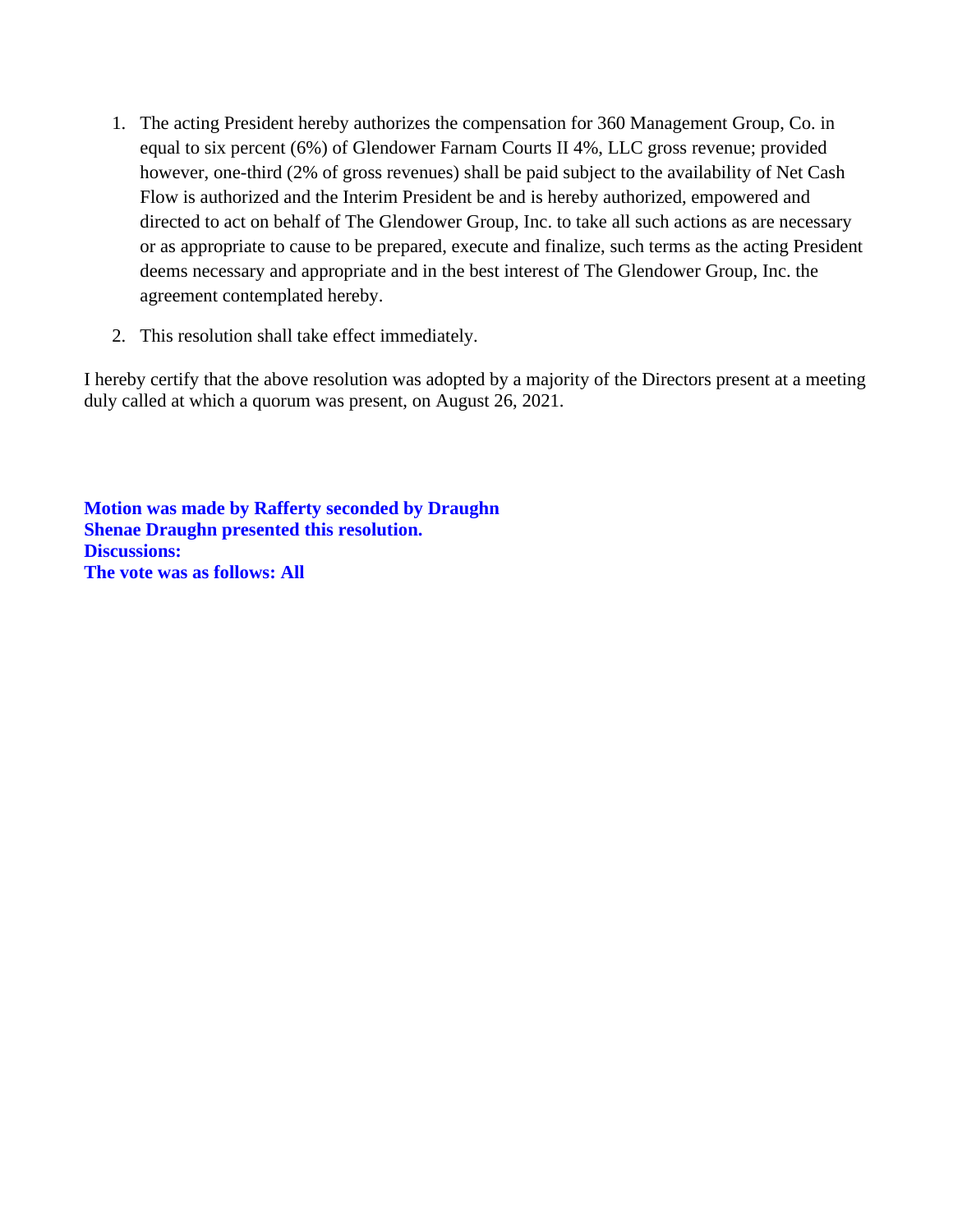1. The acting President hereby authorizes the compensation for 360 Management Group, Co. in equal to six percent (6%) of Glendower Farnam Courts II 4%, LLC gross revenue; provided however, one-third (2% of gross revenues) shall be paid subject to the availability of Net Cash Flow is authorized and the Interim President be and is hereby authorized, empowered and directed to act on behalf of The Glendower Group, Inc. to take all such actions as are necessary or as appropriate to cause to be prepared, execute and finalize, such terms as the acting President deems necessary and appropriate and in the best interest of The Glendower Group, Inc. the agreement contemplated hereby.

2. This resolution shall take effect immediately.

I hereby certify that the above resolution was adopted by a majority of the Directors present at a meeting duly called at which a quorum was present, on August 26, 2021.

**Motion was made by Rafferty seconded by Draughn**
**Shenae Draughn presented this resolution.**
**Discussions:**
**The vote was as follows: All**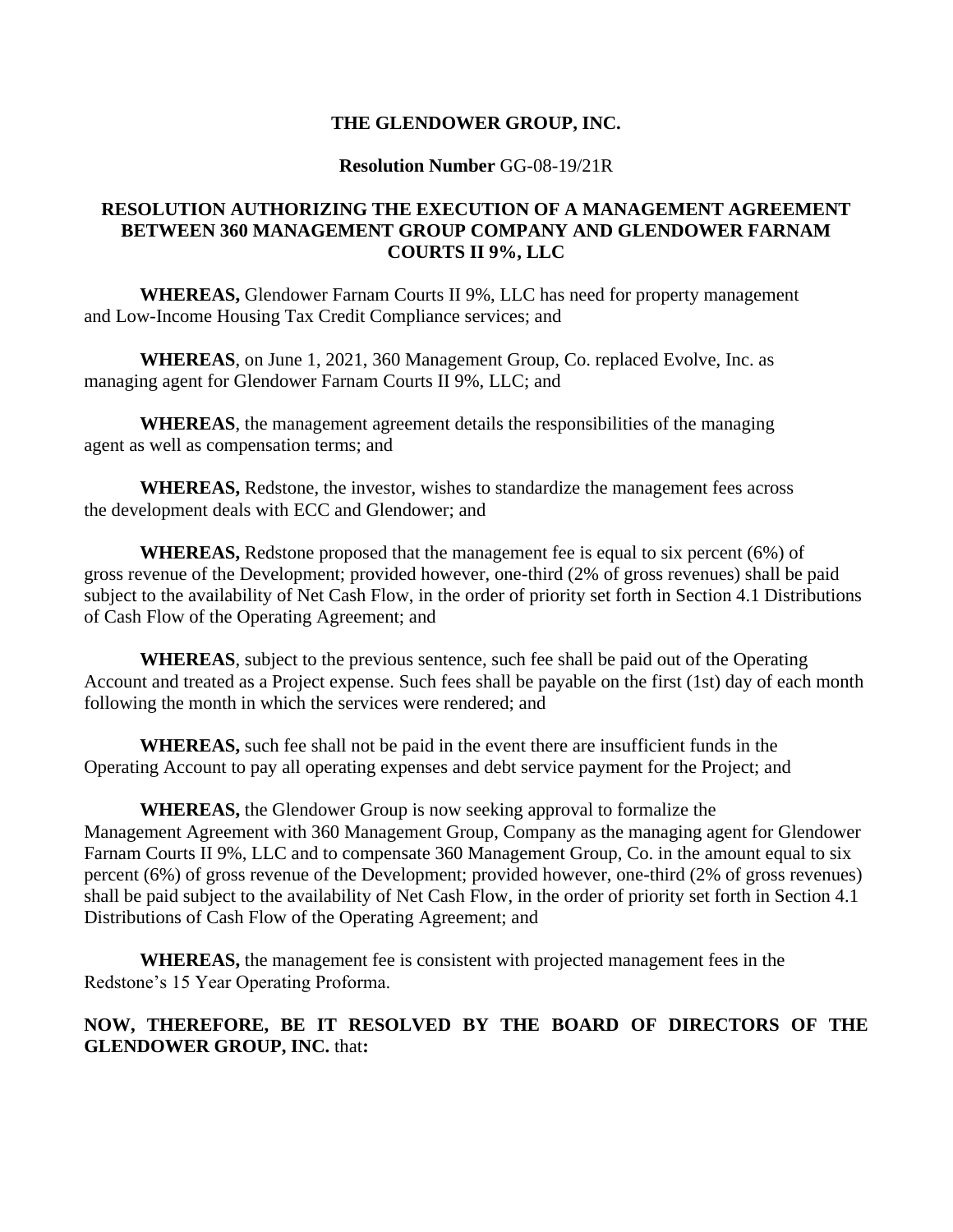**THE GLENDOWER GROUP, INC.**

**Resolution Number** GG-08-19/21R

**RESOLUTION AUTHORIZING THE EXECUTION OF A MANAGEMENT AGREEMENT BETWEEN 360 MANAGEMENT GROUP COMPANY AND GLENDOWER FARNAM COURTS II 9%, LLC**

**WHEREAS,** Glendower Farnam Courts II 9%, LLC has need for property management and Low-Income Housing Tax Credit Compliance services; and

**WHEREAS**, on June 1, 2021, 360 Management Group, Co. replaced Evolve, Inc. as managing agent for Glendower Farnam Courts II 9%, LLC; and

**WHEREAS**, the management agreement details the responsibilities of the managing agent as well as compensation terms; and

**WHEREAS,** Redstone, the investor, wishes to standardize the management fees across the development deals with ECC and Glendower; and

**WHEREAS,** Redstone proposed that the management fee is equal to six percent (6%) of gross revenue of the Development; provided however, one-third (2% of gross revenues) shall be paid subject to the availability of Net Cash Flow, in the order of priority set forth in Section 4.1 Distributions of Cash Flow of the Operating Agreement; and

**WHEREAS**, subject to the previous sentence, such fee shall be paid out of the Operating Account and treated as a Project expense. Such fees shall be payable on the first (1st) day of each month following the month in which the services were rendered; and

**WHEREAS,** such fee shall not be paid in the event there are insufficient funds in the Operating Account to pay all operating expenses and debt service payment for the Project; and

**WHEREAS,** the Glendower Group is now seeking approval to formalize the Management Agreement with 360 Management Group, Company as the managing agent for Glendower Farnam Courts II 9%, LLC and to compensate 360 Management Group, Co. in the amount equal to six percent (6%) of gross revenue of the Development; provided however, one-third (2% of gross revenues) shall be paid subject to the availability of Net Cash Flow, in the order of priority set forth in Section 4.1 Distributions of Cash Flow of the Operating Agreement; and

**WHEREAS,** the management fee is consistent with projected management fees in the Redstone's 15 Year Operating Proforma.

**NOW, THEREFORE, BE IT RESOLVED BY THE BOARD OF DIRECTORS OF THE GLENDOWER GROUP, INC.** that**:**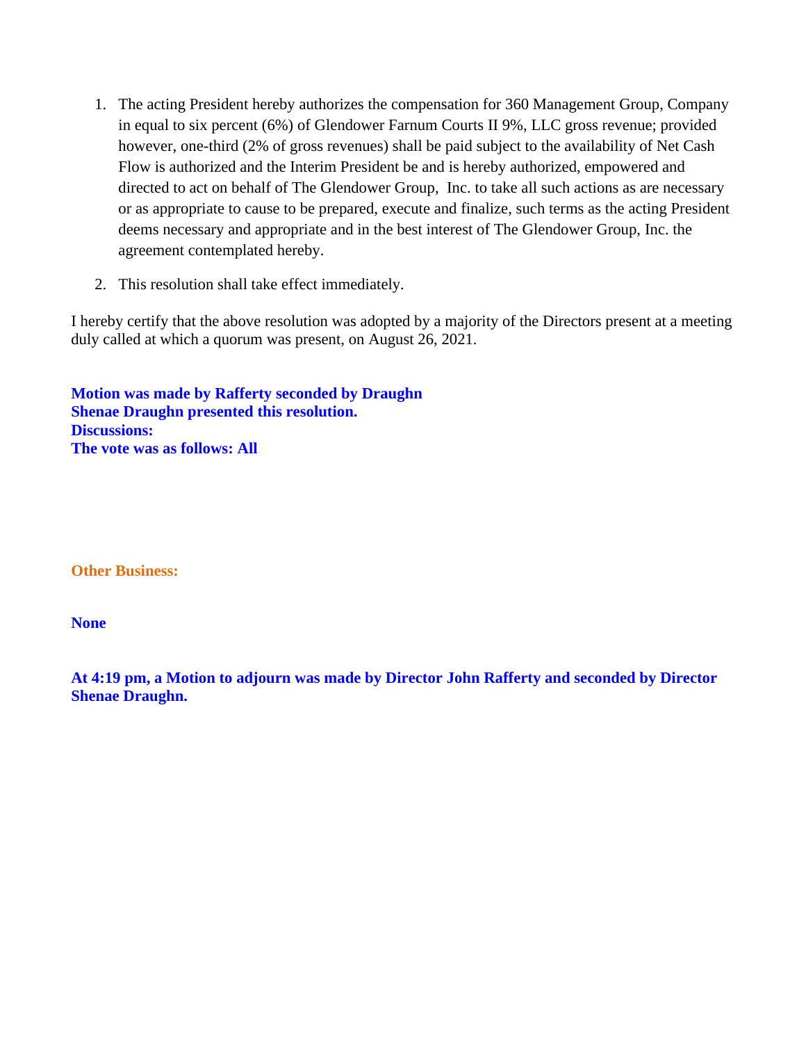1. The acting President hereby authorizes the compensation for 360 Management Group, Company in equal to six percent (6%) of Glendower Farnum Courts II 9%, LLC gross revenue; provided however, one-third (2% of gross revenues) shall be paid subject to the availability of Net Cash Flow is authorized and the Interim President be and is hereby authorized, empowered and directed to act on behalf of The Glendower Group, Inc. to take all such actions as are necessary or as appropriate to cause to be prepared, execute and finalize, such terms as the acting President deems necessary and appropriate and in the best interest of The Glendower Group, Inc. the agreement contemplated hereby.

2. This resolution shall take effect immediately.

I hereby certify that the above resolution was adopted by a majority of the Directors present at a meeting duly called at which a quorum was present, on August 26, 2021.

**Motion was made by Rafferty seconded by Draughn**
**Shenae Draughn presented this resolution.**
**Discussions:**
**The vote was as follows: All**

**Other Business:**

**None**

**At 4:19 pm, a Motion to adjourn was made by Director John Rafferty and seconded by Director Shenae Draughn.**